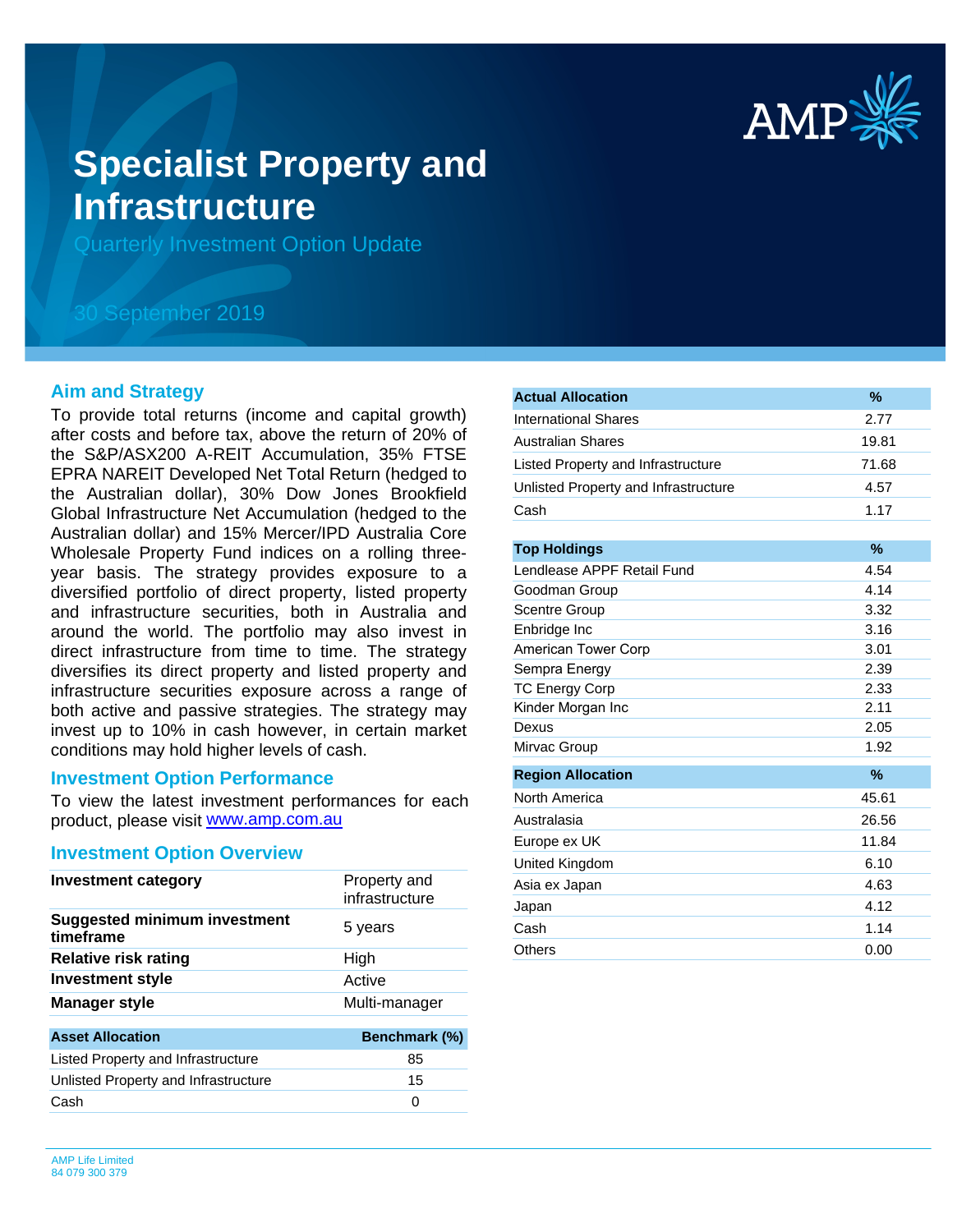# Specialist Property and Infrastructure

Quarterly Investment Option Update

30 September 2019

## Aim and Strategy

To provide total returns (income and capital growth) after costs and before tax, above the return of 20% of the S&P/ASX200 A-REIT Accumulation, 35% FTSE EPRA NAREIT Developed Net Total Return (hedged to the Australian dollar), 30% Dow Jones Brookfield Global Infrastructure Net Accumulation (hedged to the Australian dollar) and 15% Mercer/IPD Australia Core Wholesale Property Fund indices on a rolling three-year basis. The strategy provides exposure to a diversified portfolio of direct property, listed property and infrastructure securities, both in Australia and around the world. The portfolio may also invest in direct infrastructure from time to time. The strategy diversifies its direct property and listed property and infrastructure securities exposure across a range of both active and passive strategies. The strategy may invest up to 10% in cash however, in certain market conditions may hold higher levels of cash.

## Investment Option Performance

To view the latest investment performances for each product, please visit [www.amp.com.au](http://www.amp.com.au)

## Investment Option Overview

| | |
|---|---|
| **Investment category** | Property and infrastructure |
| **Suggested minimum investment timeframe** | 5 years |
| **Relative risk rating** | High |
| **Investment style** | Active |
| **Manager style** | Multi-manager |

| Asset Allocation | Benchmark (%) |
|---|---|
| Listed Property and Infrastructure | 85 |
| Unlisted Property and Infrastructure | 15 |
| Cash | 0 |

| Actual Allocation | % |
|---|---|
| International Shares | 2.77 |
| Australian Shares | 19.81 |
| Listed Property and Infrastructure | 71.68 |
| Unlisted Property and Infrastructure | 4.57 |
| Cash | 1.17 |

| Top Holdings | % |
|---|---|
| Lendlease APPF Retail Fund | 4.54 |
| Goodman Group | 4.14 |
| Scentre Group | 3.32 |
| Enbridge Inc | 3.16 |
| American Tower Corp | 3.01 |
| Sempra Energy | 2.39 |
| TC Energy Corp | 2.33 |
| Kinder Morgan Inc | 2.11 |
| Dexus | 2.05 |
| Mirvac Group | 1.92 |

| Region Allocation | % |
|---|---|
| North America | 45.61 |
| Australasia | 26.56 |
| Europe ex UK | 11.84 |
| United Kingdom | 6.10 |
| Asia ex Japan | 4.63 |
| Japan | 4.12 |
| Cash | 1.14 |
| Others | 0.00 |

AMP Life Limited
84 079 300 379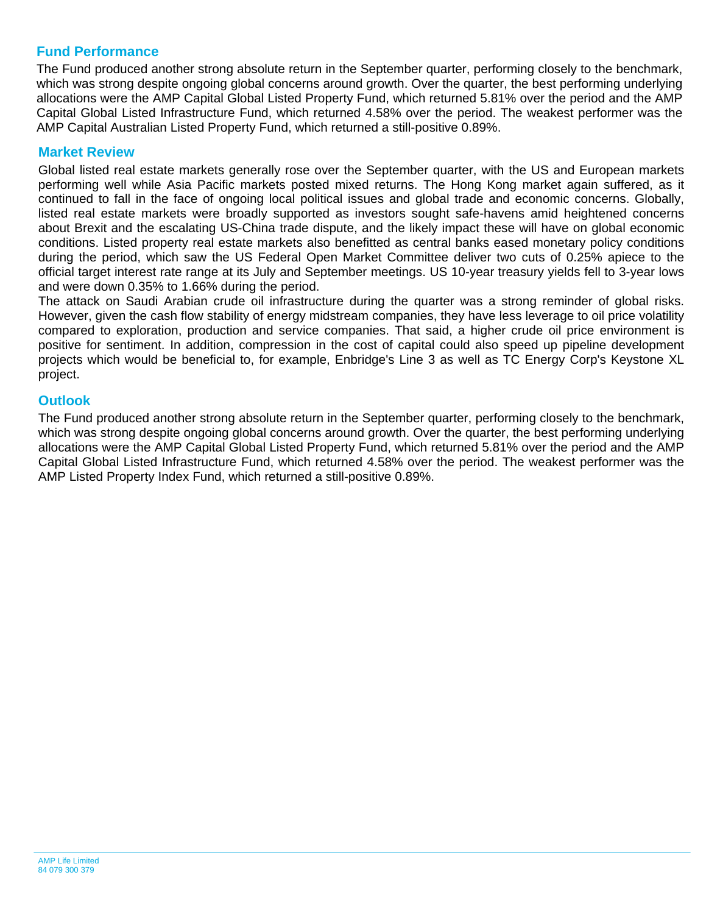## Fund Performance

The Fund produced another strong absolute return in the September quarter, performing closely to the benchmark, which was strong despite ongoing global concerns around growth. Over the quarter, the best performing underlying allocations were the AMP Capital Global Listed Property Fund, which returned 5.81% over the period and the AMP Capital Global Listed Infrastructure Fund, which returned 4.58% over the period. The weakest performer was the AMP Capital Australian Listed Property Fund, which returned a still-positive 0.89%.

## Market Review

Global listed real estate markets generally rose over the September quarter, with the US and European markets performing well while Asia Pacific markets posted mixed returns. The Hong Kong market again suffered, as it continued to fall in the face of ongoing local political issues and global trade and economic concerns. Globally, listed real estate markets were broadly supported as investors sought safe-havens amid heightened concerns about Brexit and the escalating US-China trade dispute, and the likely impact these will have on global economic conditions. Listed property real estate markets also benefitted as central banks eased monetary policy conditions during the period, which saw the US Federal Open Market Committee deliver two cuts of 0.25% apiece to the official target interest rate range at its July and September meetings. US 10-year treasury yields fell to 3-year lows and were down 0.35% to 1.66% during the period.

The attack on Saudi Arabian crude oil infrastructure during the quarter was a strong reminder of global risks. However, given the cash flow stability of energy midstream companies, they have less leverage to oil price volatility compared to exploration, production and service companies. That said, a higher crude oil price environment is positive for sentiment. In addition, compression in the cost of capital could also speed up pipeline development projects which would be beneficial to, for example, Enbridge's Line 3 as well as TC Energy Corp's Keystone XL project.

## Outlook

The Fund produced another strong absolute return in the September quarter, performing closely to the benchmark, which was strong despite ongoing global concerns around growth. Over the quarter, the best performing underlying allocations were the AMP Capital Global Listed Property Fund, which returned 5.81% over the period and the AMP Capital Global Listed Infrastructure Fund, which returned 4.58% over the period. The weakest performer was the AMP Listed Property Index Fund, which returned a still-positive 0.89%.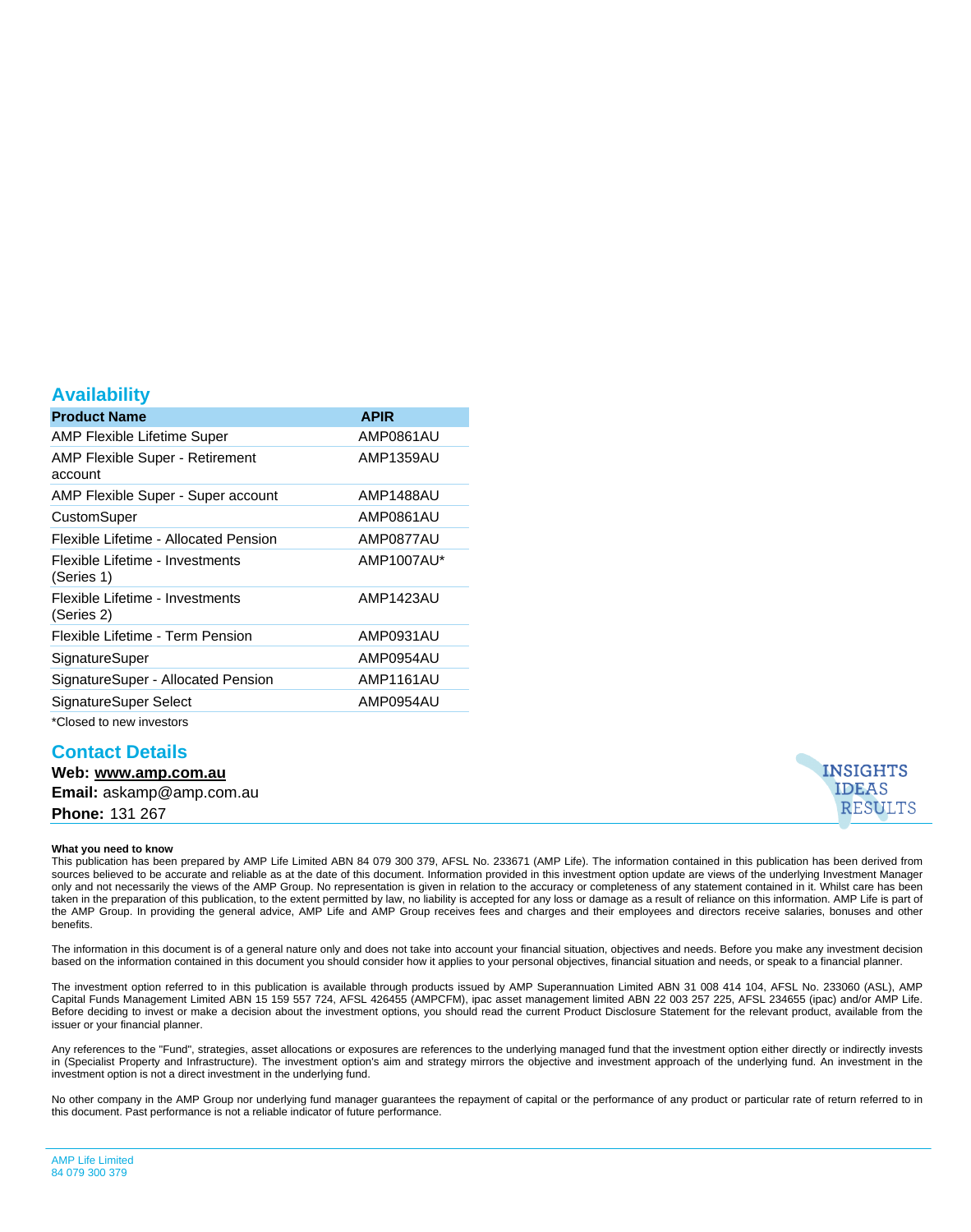## Availability

| Product Name | APIR |
|---|---|
| AMP Flexible Lifetime Super | AMP0861AU |
| AMP Flexible Super - Retirement account | AMP1359AU |
| AMP Flexible Super - Super account | AMP1488AU |
| CustomSuper | AMP0861AU |
| Flexible Lifetime - Allocated Pension | AMP0877AU |
| Flexible Lifetime - Investments (Series 1) | AMP1007AU* |
| Flexible Lifetime - Investments (Series 2) | AMP1423AU |
| Flexible Lifetime - Term Pension | AMP0931AU |
| SignatureSuper | AMP0954AU |
| SignatureSuper - Allocated Pension | AMP1161AU |
| SignatureSuper Select | AMP0954AU |

*Closed to new investors

## Contact Details

**Web:** **www.amp.com.au**
**Email:** askamp@amp.com.au
**Phone:** 131 267

INSIGHTS
IDEAS
RESULTS

**What you need to know**
This publication has been prepared by AMP Life Limited ABN 84 079 300 379, AFSL No. 233671 (AMP Life). The information contained in this publication has been derived from sources believed to be accurate and reliable as at the date of this document. Information provided in this investment option update are views of the underlying Investment Manager only and not necessarily the views of the AMP Group. No representation is given in relation to the accuracy or completeness of any statement contained in it. Whilst care has been taken in the preparation of this publication, to the extent permitted by law, no liability is accepted for any loss or damage as a result of reliance on this information. AMP Life is part of the AMP Group. In providing the general advice, AMP Life and AMP Group receives fees and charges and their employees and directors receive salaries, bonuses and other benefits.

The information in this document is of a general nature only and does not take into account your financial situation, objectives and needs. Before you make any investment decision based on the information contained in this document you should consider how it applies to your personal objectives, financial situation and needs, or speak to a financial planner.

The investment option referred to in this publication is available through products issued by AMP Superannuation Limited ABN 31 008 414 104, AFSL No. 233060 (ASL), AMP Capital Funds Management Limited ABN 15 159 557 724, AFSL 426455 (AMPCFM), ipac asset management limited ABN 22 003 257 225, AFSL 234655 (ipac) and/or AMP Life. Before deciding to invest or make a decision about the investment options, you should read the current Product Disclosure Statement for the relevant product, available from the issuer or your financial planner.

Any references to the "Fund", strategies, asset allocations or exposures are references to the underlying managed fund that the investment option either directly or indirectly invests in (Specialist Property and Infrastructure). The investment option's aim and strategy mirrors the objective and investment approach of the underlying fund. An investment in the investment option is not a direct investment in the underlying fund.

No other company in the AMP Group nor underlying fund manager guarantees the repayment of capital or the performance of any product or particular rate of return referred to in this document. Past performance is not a reliable indicator of future performance.

AMP Life Limited
84 079 300 379